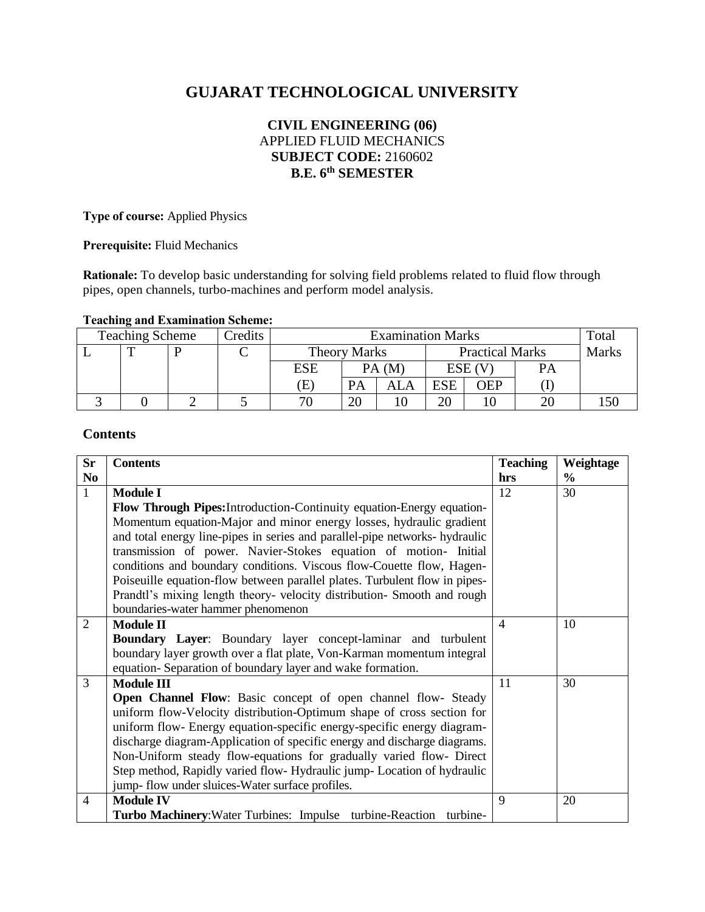# GUJARAT TECHNOLOGICAL UNIVERSITY

**CIVIL ENGINEERING (06)**
APPLIED FLUID MECHANICS
**SUBJECT CODE:** 2160602
**B.E. 6th SEMESTER**

**Type of course:** Applied Physics

**Prerequisite:** Fluid Mechanics

**Rationale:** To develop basic understanding for solving field problems related to fluid flow through pipes, open channels, turbo-machines and perform model analysis.

**Teaching and Examination Scheme:**

| Teaching Scheme | | | Credits | Examination Marks | | | | | | Total Marks |
|---|---|---|---|---|---|---|---|---|---|---|
| L | T | P | C | Theory Marks | | | Practical Marks | | | |
| | | | | ESE (E) | PA (M) | | ESE (V) | | PA (I) | |
| | | | | | PA | ALA | ESE | OEP | | |
| 3 | 0 | 2 | 5 | 70 | 20 | 10 | 20 | 10 | 20 | 150 |

## Contents

| Sr No | Contents | Teaching hrs | Weightage % |
|---|---|---|---|
| 1 | **Module I**<br>**Flow Through Pipes:** Introduction-Continuity equation-Energy equation-Momentum equation-Major and minor energy losses, hydraulic gradient and total energy line-pipes in series and parallel-pipe networks- hydraulic transmission of power. Navier-Stokes equation of motion- Initial conditions and boundary conditions. Viscous flow-Couette flow, Hagen-Poiseuille equation-flow between parallel plates. Turbulent flow in pipes-Prandtl's mixing length theory- velocity distribution- Smooth and rough boundaries-water hammer phenomenon | 12 | 30 |
| 2 | **Module II**<br>**Boundary Layer**: Boundary layer concept-laminar and turbulent boundary layer growth over a flat plate, Von-Karman momentum integral equation- Separation of boundary layer and wake formation. | 4 | 10 |
| 3 | **Module III**<br>**Open Channel Flow**: Basic concept of open channel flow- Steady uniform flow-Velocity distribution-Optimum shape of cross section for uniform flow- Energy equation-specific energy-specific energy diagram-discharge diagram-Application of specific energy and discharge diagrams. Non-Uniform steady flow-equations for gradually varied flow- Direct Step method, Rapidly varied flow- Hydraulic jump- Location of hydraulic jump- flow under sluices-Water surface profiles. | 11 | 30 |
| 4 | **Module IV**<br>**Turbo Machinery**: Water Turbines: Impulse turbine-Reaction turbine- | 9 | 20 |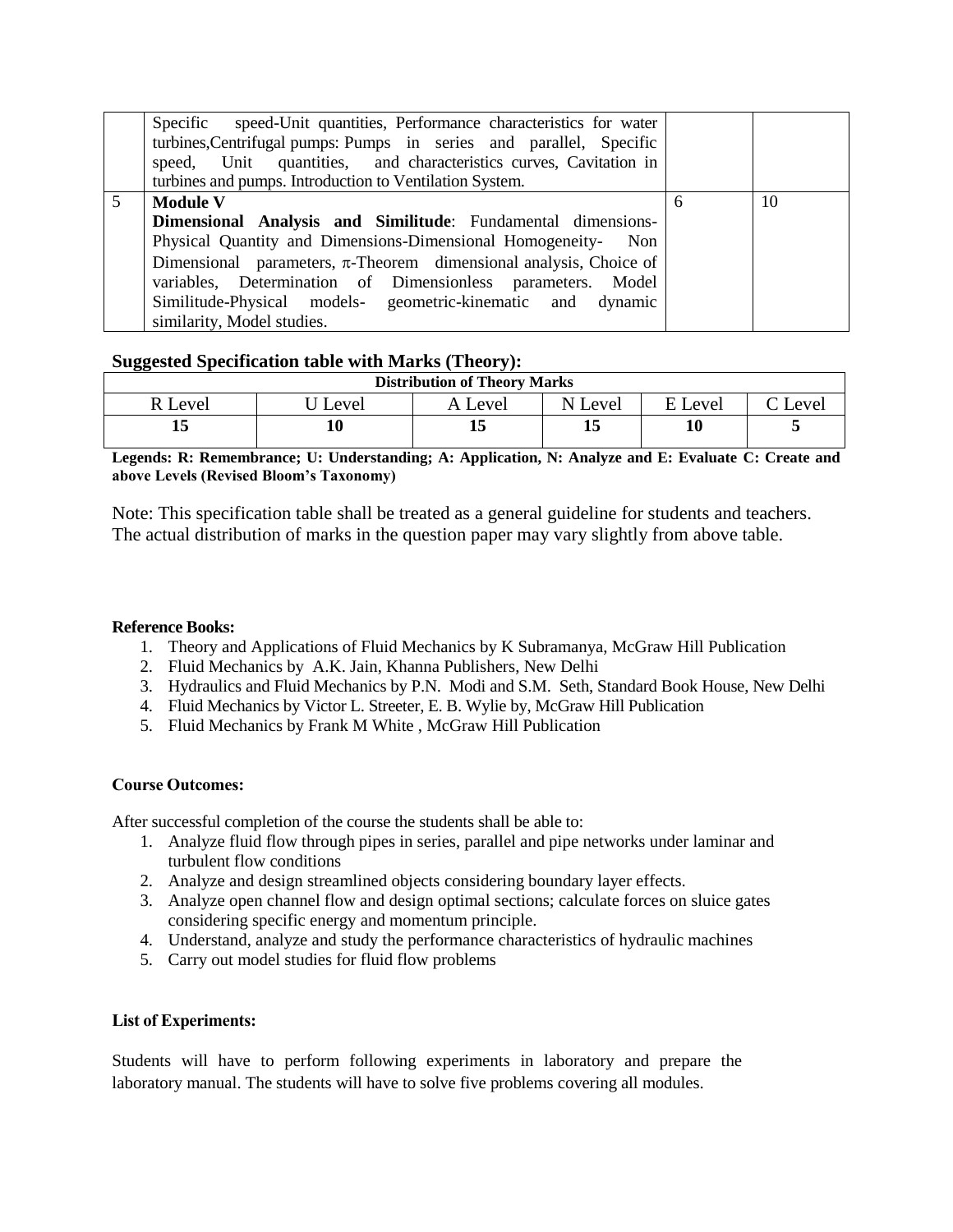| | | | |
|---|---|---|---|
| | Specific speed-Unit quantities, Performance characteristics for water turbines,Centrifugal pumps: Pumps in series and parallel, Specific speed, Unit quantities, and characteristics curves, Cavitation in turbines and pumps. Introduction to Ventilation System. | | |
| 5 | **Module V**<br>**Dimensional Analysis and Similitude**: Fundamental dimensions-Physical Quantity and Dimensions-Dimensional Homogeneity- Non Dimensional parameters, π-Theorem dimensional analysis, Choice of variables, Determination of Dimensionless parameters. Model Similitude-Physical models- geometric-kinematic and dynamic similarity, Model studies. | 6 | 10 |

### Suggested Specification table with Marks (Theory):

| **Distribution of Theory Marks** | | | | | |
|---|---|---|---|---|---|
| R Level | U Level | A Level | N Level | E Level | C Level |
| **15** | **10** | **15** | **15** | **10** | **5** |

**Legends: R: Remembrance; U: Understanding; A: Application, N: Analyze and E: Evaluate C: Create and above Levels (Revised Bloom's Taxonomy)**

Note: This specification table shall be treated as a general guideline for students and teachers. The actual distribution of marks in the question paper may vary slightly from above table.

**Reference Books:**

1. Theory and Applications of Fluid Mechanics by K Subramanya, McGraw Hill Publication
2. Fluid Mechanics by A.K. Jain, Khanna Publishers, New Delhi
3. Hydraulics and Fluid Mechanics by P.N. Modi and S.M. Seth, Standard Book House, New Delhi
4. Fluid Mechanics by Victor L. Streeter, E. B. Wylie by, McGraw Hill Publication
5. Fluid Mechanics by Frank M White , McGraw Hill Publication

**Course Outcomes:**

After successful completion of the course the students shall be able to:

1. Analyze fluid flow through pipes in series, parallel and pipe networks under laminar and turbulent flow conditions
2. Analyze and design streamlined objects considering boundary layer effects.
3. Analyze open channel flow and design optimal sections; calculate forces on sluice gates considering specific energy and momentum principle.
4. Understand, analyze and study the performance characteristics of hydraulic machines
5. Carry out model studies for fluid flow problems

**List of Experiments:**

Students will have to perform following experiments in laboratory and prepare the laboratory manual. The students will have to solve five problems covering all modules.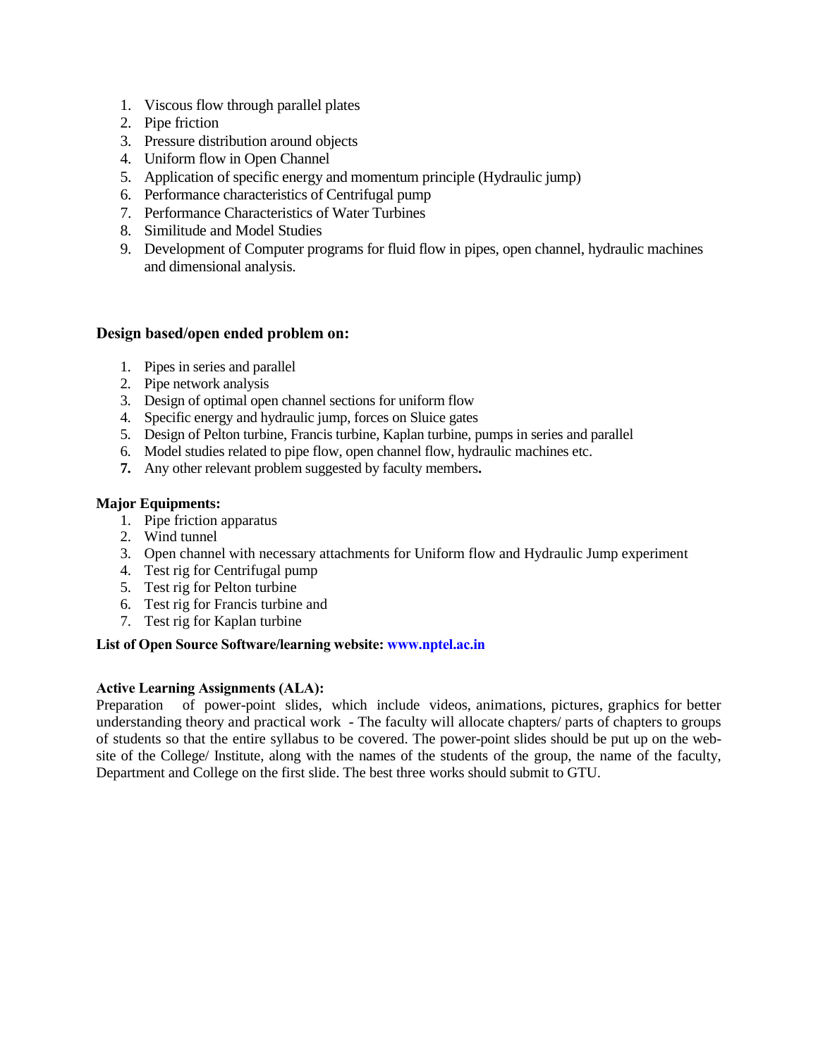1. Viscous flow through parallel plates
2. Pipe friction
3. Pressure distribution around objects
4. Uniform flow in Open Channel
5. Application of specific energy and momentum principle (Hydraulic jump)
6. Performance characteristics of Centrifugal pump
7. Performance Characteristics of Water Turbines
8. Similitude and Model Studies
9. Development of Computer programs for fluid flow in pipes, open channel, hydraulic machines and dimensional analysis.

**Design based/open ended problem on:**

1. Pipes in series and parallel
2. Pipe network analysis
3. Design of optimal open channel sections for uniform flow
4. Specific energy and hydraulic jump, forces on Sluice gates
5. Design of Pelton turbine, Francis turbine, Kaplan turbine, pumps in series and parallel
6. Model studies related to pipe flow, open channel flow, hydraulic machines etc.
7. Any other relevant problem suggested by faculty members**.**

**Major Equipments:**

1. Pipe friction apparatus
2. Wind tunnel
3. Open channel with necessary attachments for Uniform flow and Hydraulic Jump experiment
4. Test rig for Centrifugal pump
5. Test rig for Pelton turbine
6. Test rig for Francis turbine and
7. Test rig for Kaplan turbine

**List of Open Source Software/learning website: www.nptel.ac.in**

**Active Learning Assignments (ALA):**
Preparation of power-point slides, which include videos, animations, pictures, graphics for better understanding theory and practical work - The faculty will allocate chapters/ parts of chapters to groups of students so that the entire syllabus to be covered. The power-point slides should be put up on the web-site of the College/ Institute, along with the names of the students of the group, the name of the faculty, Department and College on the first slide. The best three works should submit to GTU.